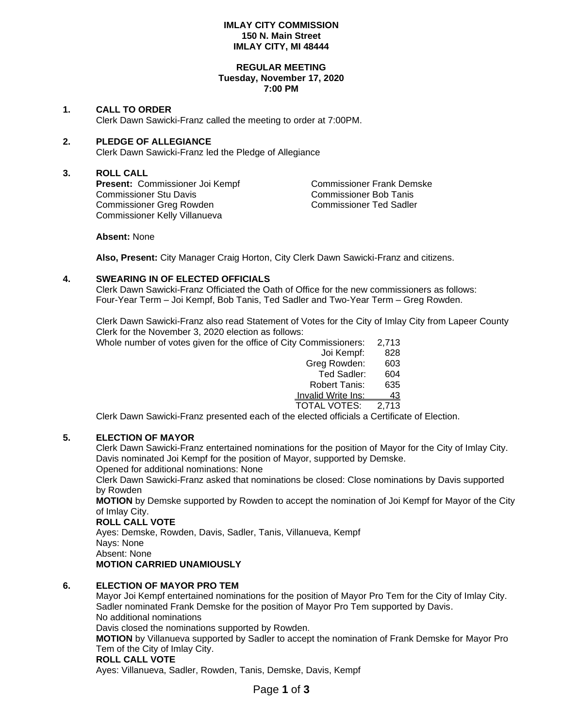**IMLAY CITY COMMISSION**
**150 N. Main Street**
**IMLAY CITY, MI 48444**

**REGULAR MEETING**
**Tuesday, November 17, 2020**
**7:00 PM**

## 1. CALL TO ORDER

Clerk Dawn Sawicki-Franz called the meeting to order at 7:00PM.

## 2. PLEDGE OF ALLEGIANCE

Clerk Dawn Sawicki-Franz led the Pledge of Allegiance

## 3. ROLL CALL

**Present:** Commissioner Joi Kempf
Commissioner Stu Davis
Commissioner Greg Rowden
Commissioner Kelly Villanueva
Commissioner Frank Demske
Commissioner Bob Tanis
Commissioner Ted Sadler

**Absent:** None

**Also, Present:** City Manager Craig Horton, City Clerk Dawn Sawicki-Franz and citizens.

## 4. SWEARING IN OF ELECTED OFFICIALS

Clerk Dawn Sawicki-Franz Officiated the Oath of Office for the new commissioners as follows: Four-Year Term – Joi Kempf, Bob Tanis, Ted Sadler and Two-Year Term – Greg Rowden.

Clerk Dawn Sawicki-Franz also read Statement of Votes for the City of Imlay City from Lapeer County Clerk for the November 3, 2020 election as follows:

| | |
|---|---|
| Whole number of votes given for the office of City Commissioners: | 2,713 |
| Joi Kempf: | 828 |
| Greg Rowden: | 603 |
| Ted Sadler: | 604 |
| Robert Tanis: | 635 |
| Invalid Write Ins: | 43 |
| TOTAL VOTES: | 2,713 |

Clerk Dawn Sawicki-Franz presented each of the elected officials a Certificate of Election.

## 5. ELECTION OF MAYOR

Clerk Dawn Sawicki-Franz entertained nominations for the position of Mayor for the City of Imlay City.
Davis nominated Joi Kempf for the position of Mayor, supported by Demske.
Opened for additional nominations: None
Clerk Dawn Sawicki-Franz asked that nominations be closed: Close nominations by Davis supported by Rowden
**MOTION** by Demske supported by Rowden to accept the nomination of Joi Kempf for Mayor of the City of Imlay City.
**ROLL CALL VOTE**
Ayes: Demske, Rowden, Davis, Sadler, Tanis, Villanueva, Kempf
Nays: None
Absent: None
**MOTION CARRIED UNAMIOUSLY**

## 6. ELECTION OF MAYOR PRO TEM

Mayor Joi Kempf entertained nominations for the position of Mayor Pro Tem for the City of Imlay City.
Sadler nominated Frank Demske for the position of Mayor Pro Tem supported by Davis.
No additional nominations
Davis closed the nominations supported by Rowden.
**MOTION** by Villanueva supported by Sadler to accept the nomination of Frank Demske for Mayor Pro Tem of the City of Imlay City.
**ROLL CALL VOTE**
Ayes: Villanueva, Sadler, Rowden, Tanis, Demske, Davis, Kempf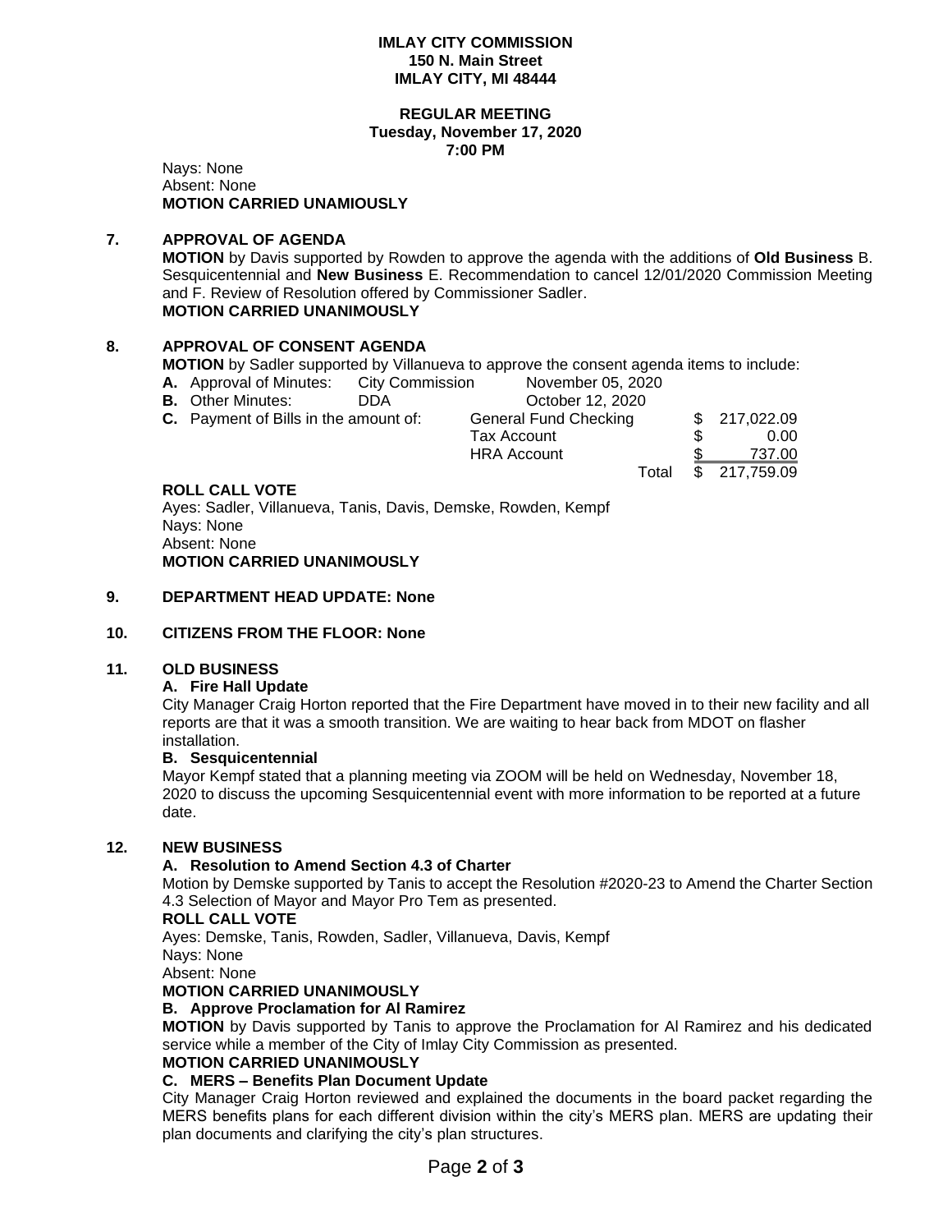**IMLAY CITY COMMISSION**
**150 N. Main Street**
**IMLAY CITY, MI 48444**

**REGULAR MEETING**
**Tuesday, November 17, 2020**
**7:00 PM**

Nays: None
Absent: None
**MOTION CARRIED UNAMIOUSLY**

## 7. APPROVAL OF AGENDA

**MOTION** by Davis supported by Rowden to approve the agenda with the additions of **Old Business** B. Sesquicentennial and **New Business** E. Recommendation to cancel 12/01/2020 Commission Meeting and F. Review of Resolution offered by Commissioner Sadler.
**MOTION CARRIED UNANIMOUSLY**

## 8. APPROVAL OF CONSENT AGENDA

**MOTION** by Sadler supported by Villanueva to approve the consent agenda items to include:

| | | | |
|---|---|---|---|
| **A.** Approval of Minutes: | City Commission | November 05, 2020 | |
| **B.** Other Minutes: | DDA | October 12, 2020 | |
| **C.** Payment of Bills in the amount of: | | General Fund Checking | $ 217,022.09 |
| | | Tax Account | $ 0.00 |
| | | HRA Account | $ 737.00 |
| | | Total | $ 217,759.09 |

**ROLL CALL VOTE**
Ayes: Sadler, Villanueva, Tanis, Davis, Demske, Rowden, Kempf
Nays: None
Absent: None
**MOTION CARRIED UNANIMOUSLY**

## 9. DEPARTMENT HEAD UPDATE: None

## 10. CITIZENS FROM THE FLOOR: None

## 11. OLD BUSINESS

**A. Fire Hall Update**

City Manager Craig Horton reported that the Fire Department have moved in to their new facility and all reports are that it was a smooth transition. We are waiting to hear back from MDOT on flasher installation.

**B. Sesquicentennial**

Mayor Kempf stated that a planning meeting via ZOOM will be held on Wednesday, November 18, 2020 to discuss the upcoming Sesquicentennial event with more information to be reported at a future date.

## 12. NEW BUSINESS

**A. Resolution to Amend Section 4.3 of Charter**

Motion by Demske supported by Tanis to accept the Resolution #2020-23 to Amend the Charter Section 4.3 Selection of Mayor and Mayor Pro Tem as presented.

**ROLL CALL VOTE**
Ayes: Demske, Tanis, Rowden, Sadler, Villanueva, Davis, Kempf
Nays: None
Absent: None
**MOTION CARRIED UNANIMOUSLY**

**B. Approve Proclamation for Al Ramirez**

**MOTION** by Davis supported by Tanis to approve the Proclamation for Al Ramirez and his dedicated service while a member of the City of Imlay City Commission as presented.
**MOTION CARRIED UNANIMOUSLY**

**C. MERS – Benefits Plan Document Update**

City Manager Craig Horton reviewed and explained the documents in the board packet regarding the MERS benefits plans for each different division within the city's MERS plan. MERS are updating their plan documents and clarifying the city's plan structures.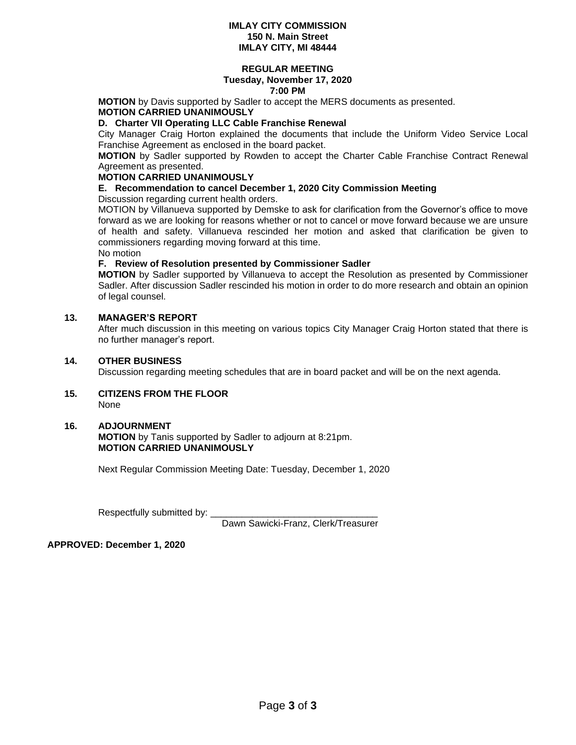**IMLAY CITY COMMISSION**
**150 N. Main Street**
**IMLAY CITY, MI 48444**

**REGULAR MEETING**
**Tuesday, November 17, 2020**
**7:00 PM**

**MOTION** by Davis supported by Sadler to accept the MERS documents as presented.
**MOTION CARRIED UNANIMOUSLY**

**D. Charter VII Operating LLC Cable Franchise Renewal**

City Manager Craig Horton explained the documents that include the Uniform Video Service Local Franchise Agreement as enclosed in the board packet.

**MOTION** by Sadler supported by Rowden to accept the Charter Cable Franchise Contract Renewal Agreement as presented.
**MOTION CARRIED UNANIMOUSLY**

**E. Recommendation to cancel December 1, 2020 City Commission Meeting**

Discussion regarding current health orders.

MOTION by Villanueva supported by Demske to ask for clarification from the Governor's office to move forward as we are looking for reasons whether or not to cancel or move forward because we are unsure of health and safety. Villanueva rescinded her motion and asked that clarification be given to commissioners regarding moving forward at this time.
No motion

**F. Review of Resolution presented by Commissioner Sadler**

**MOTION** by Sadler supported by Villanueva to accept the Resolution as presented by Commissioner Sadler. After discussion Sadler rescinded his motion in order to do more research and obtain an opinion of legal counsel.

**13. MANAGER'S REPORT**

After much discussion in this meeting on various topics City Manager Craig Horton stated that there is no further manager's report.

**14. OTHER BUSINESS**

Discussion regarding meeting schedules that are in board packet and will be on the next agenda.

**15. CITIZENS FROM THE FLOOR**

None

**16. ADJOURNMENT**

**MOTION** by Tanis supported by Sadler to adjourn at 8:21pm.
**MOTION CARRIED UNANIMOUSLY**

Next Regular Commission Meeting Date: Tuesday, December 1, 2020

Respectfully submitted by: \_\_\_\_\_\_\_\_\_\_\_\_\_\_\_\_\_\_\_\_\_\_\_\_\_\_\_\_\_\_\_\_
Dawn Sawicki-Franz, Clerk/Treasurer

**APPROVED: December 1, 2020**